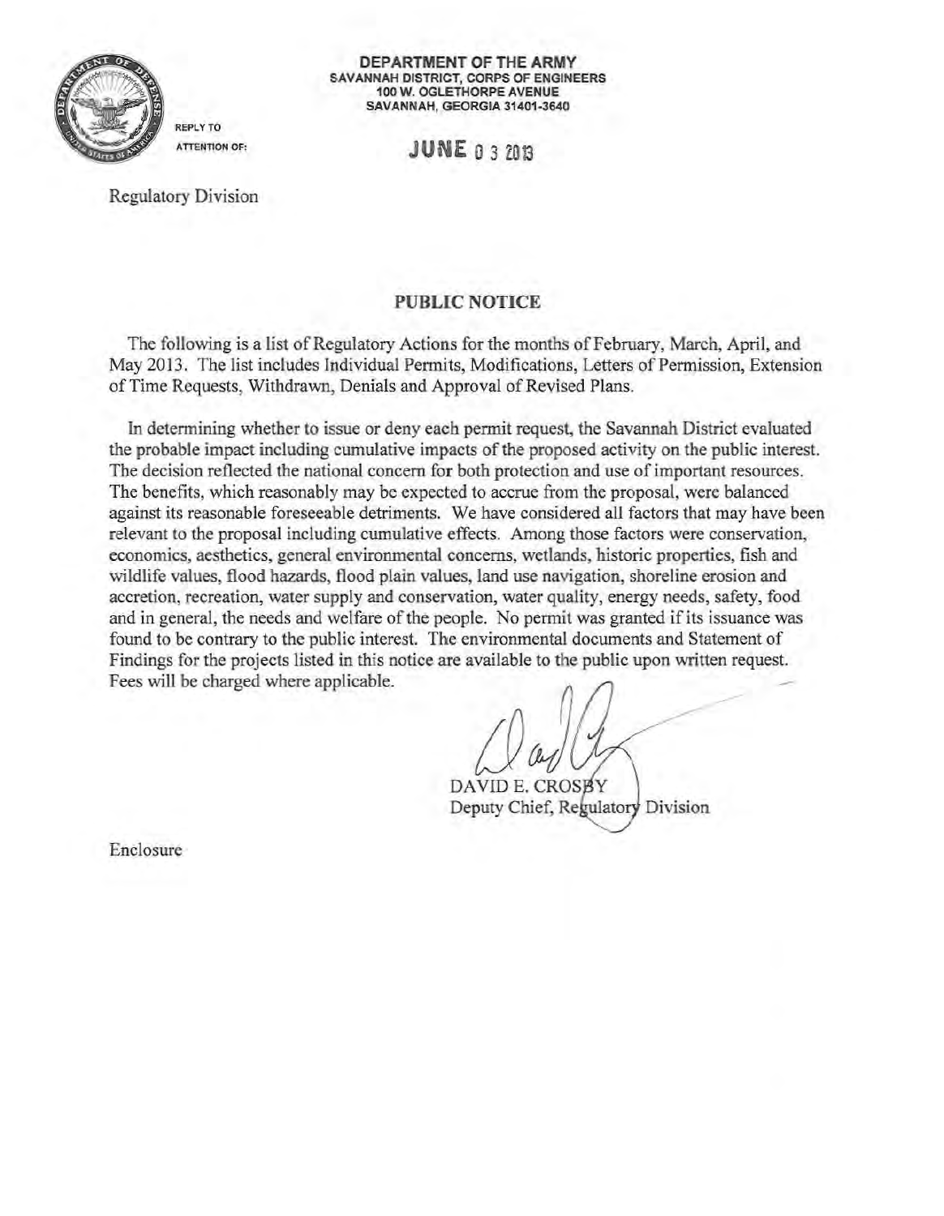**DEPARTMENT OF THE ARMY**
**SAVANNAH DISTRICT, CORPS OF ENGINEERS**
**100 W. OGLETHORPE AVENUE**
**SAVANNAH, GEORGIA 31401-3640**

REPLY TO
ATTENTION OF:

JUNE 03 2013

Regulatory Division

## PUBLIC NOTICE

The following is a list of Regulatory Actions for the months of February, March, April, and May 2013. The list includes Individual Permits, Modifications, Letters of Permission, Extension of Time Requests, Withdrawn, Denials and Approval of Revised Plans.

In determining whether to issue or deny each permit request, the Savannah District evaluated the probable impact including cumulative impacts of the proposed activity on the public interest. The decision reflected the national concern for both protection and use of important resources. The benefits, which reasonably may be expected to accrue from the proposal, were balanced against its reasonable foreseeable detriments. We have considered all factors that may have been relevant to the proposal including cumulative effects. Among those factors were conservation, economics, aesthetics, general environmental concerns, wetlands, historic properties, fish and wildlife values, flood hazards, flood plain values, land use navigation, shoreline erosion and accretion, recreation, water supply and conservation, water quality, energy needs, safety, food and in general, the needs and welfare of the people. No permit was granted if its issuance was found to be contrary to the public interest. The environmental documents and Statement of Findings for the projects listed in this notice are available to the public upon written request. Fees will be charged where applicable.

DAVID E. CROSBY
Deputy Chief, Regulatory Division

Enclosure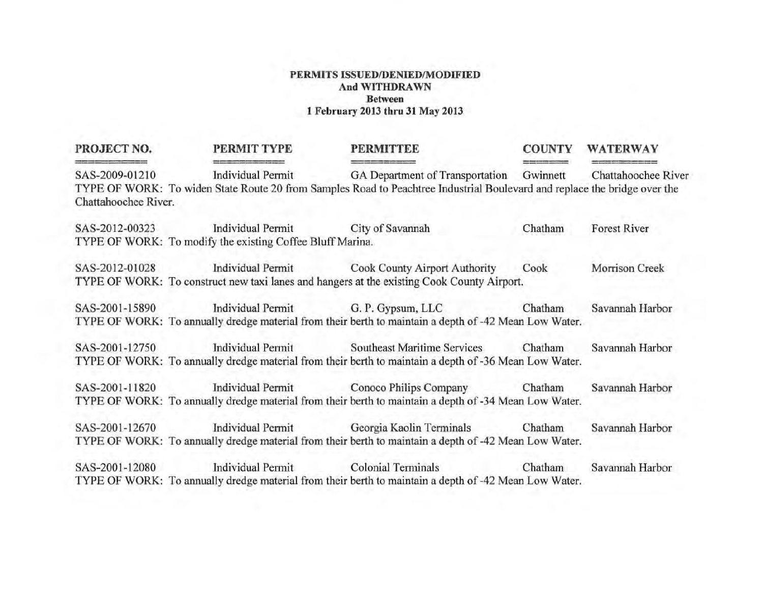**PERMITS ISSUED/DENIED/MODIFIED**
**And WITHDRAWN**
**Between**
**1 February 2013 thru 31 May 2013**

| PROJECT NO. | PERMIT TYPE | PERMITTEE | COUNTY | WATERWAY |
|---|---|---|---|---|
| SAS-2009-01210 | Individual Permit | GA Department of Transportation | Gwinnett | Chattahoochee River |

TYPE OF WORK: To widen State Route 20 from Samples Road to Peachtree Industrial Boulevard and replace the bridge over the Chattahoochee River.

| PROJECT NO. | PERMIT TYPE | PERMITTEE | COUNTY | WATERWAY |
|---|---|---|---|---|
| SAS-2012-00323 | Individual Permit | City of Savannah | Chatham | Forest River |

TYPE OF WORK: To modify the existing Coffee Bluff Marina.

| PROJECT NO. | PERMIT TYPE | PERMITTEE | COUNTY | WATERWAY |
|---|---|---|---|---|
| SAS-2012-01028 | Individual Permit | Cook County Airport Authority | Cook | Morrison Creek |

TYPE OF WORK: To construct new taxi lanes and hangers at the existing Cook County Airport.

| PROJECT NO. | PERMIT TYPE | PERMITTEE | COUNTY | WATERWAY |
|---|---|---|---|---|
| SAS-2001-15890 | Individual Permit | G. P. Gypsum, LLC | Chatham | Savannah Harbor |

TYPE OF WORK: To annually dredge material from their berth to maintain a depth of -42 Mean Low Water.

| PROJECT NO. | PERMIT TYPE | PERMITTEE | COUNTY | WATERWAY |
|---|---|---|---|---|
| SAS-2001-12750 | Individual Permit | Southeast Maritime Services | Chatham | Savannah Harbor |

TYPE OF WORK: To annually dredge material from their berth to maintain a depth of -36 Mean Low Water.

| PROJECT NO. | PERMIT TYPE | PERMITTEE | COUNTY | WATERWAY |
|---|---|---|---|---|
| SAS-2001-11820 | Individual Permit | Conoco Philips Company | Chatham | Savannah Harbor |

TYPE OF WORK: To annually dredge material from their berth to maintain a depth of -34 Mean Low Water.

| PROJECT NO. | PERMIT TYPE | PERMITTEE | COUNTY | WATERWAY |
|---|---|---|---|---|
| SAS-2001-12670 | Individual Permit | Georgia Kaolin Terminals | Chatham | Savannah Harbor |

TYPE OF WORK: To annually dredge material from their berth to maintain a depth of -42 Mean Low Water.

| PROJECT NO. | PERMIT TYPE | PERMITTEE | COUNTY | WATERWAY |
|---|---|---|---|---|
| SAS-2001-12080 | Individual Permit | Colonial Terminals | Chatham | Savannah Harbor |

TYPE OF WORK: To annually dredge material from their berth to maintain a depth of -42 Mean Low Water.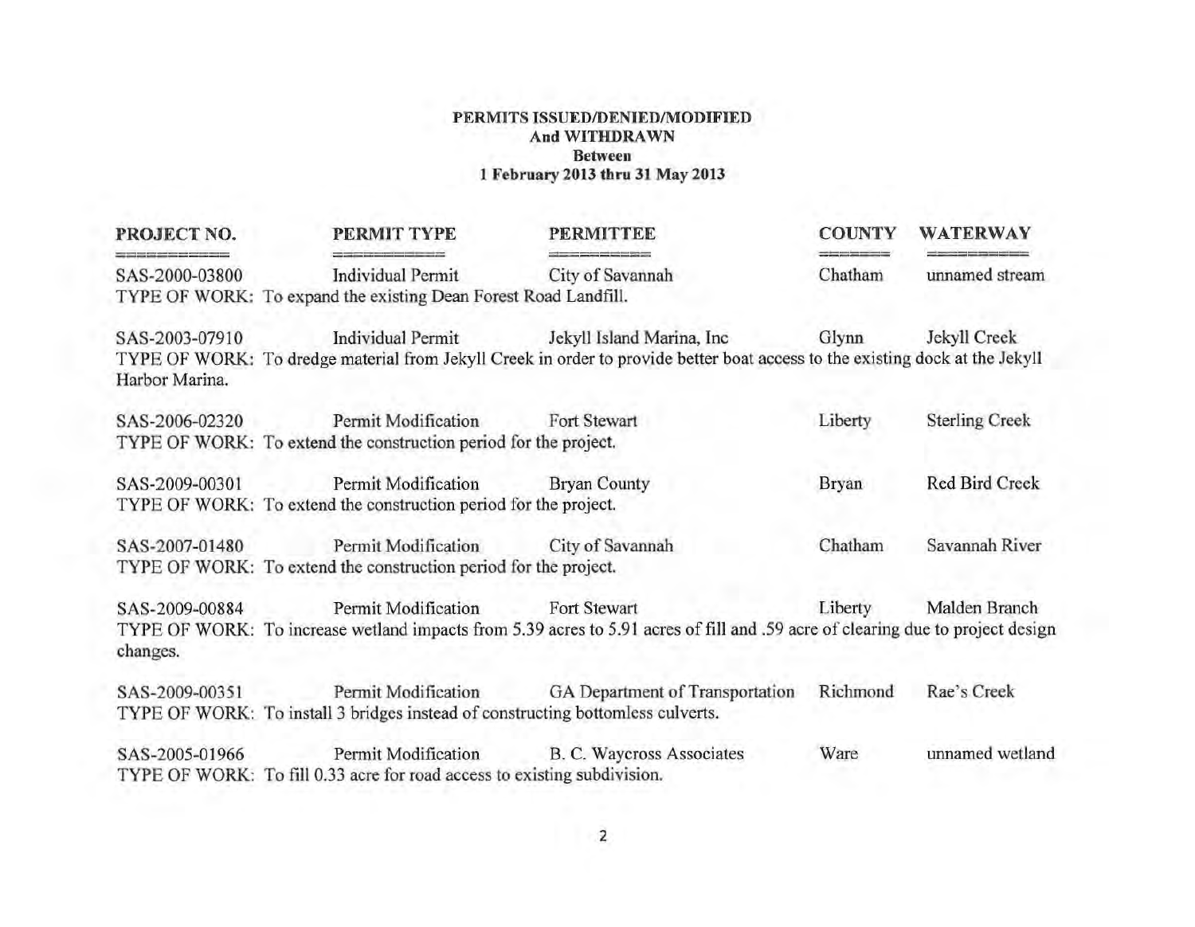**PERMITS ISSUED/DENIED/MODIFIED**
**And WITHDRAWN**
**Between**
**1 February 2013 thru 31 May 2013**

| PROJECT NO. | PERMIT TYPE | PERMITTEE | COUNTY | WATERWAY |
|---|---|---|---|---|
| SAS-2000-03800 | Individual Permit | City of Savannah | Chatham | unnamed stream |
| TYPE OF WORK: To expand the existing Dean Forest Road Landfill. | | | | |
| SAS-2003-07910 | Individual Permit | Jekyll Island Marina, Inc | Glynn | Jekyll Creek |
| TYPE OF WORK: To dredge material from Jekyll Creek in order to provide better boat access to the existing dock at the Jekyll Harbor Marina. | | | | |
| SAS-2006-02320 | Permit Modification | Fort Stewart | Liberty | Sterling Creek |
| TYPE OF WORK: To extend the construction period for the project. | | | | |
| SAS-2009-00301 | Permit Modification | Bryan County | Bryan | Red Bird Creek |
| TYPE OF WORK: To extend the construction period for the project. | | | | |
| SAS-2007-01480 | Permit Modification | City of Savannah | Chatham | Savannah River |
| TYPE OF WORK: To extend the construction period for the project. | | | | |
| SAS-2009-00884 | Permit Modification | Fort Stewart | Liberty | Malden Branch |
| TYPE OF WORK: To increase wetland impacts from 5.39 acres to 5.91 acres of fill and .59 acre of clearing due to project design changes. | | | | |
| SAS-2009-00351 | Permit Modification | GA Department of Transportation | Richmond | Rae's Creek |
| TYPE OF WORK: To install 3 bridges instead of constructing bottomless culverts. | | | | |
| SAS-2005-01966 | Permit Modification | B. C. Waycross Associates | Ware | unnamed wetland |
| TYPE OF WORK: To fill 0.33 acre for road access to existing subdivision. | | | | |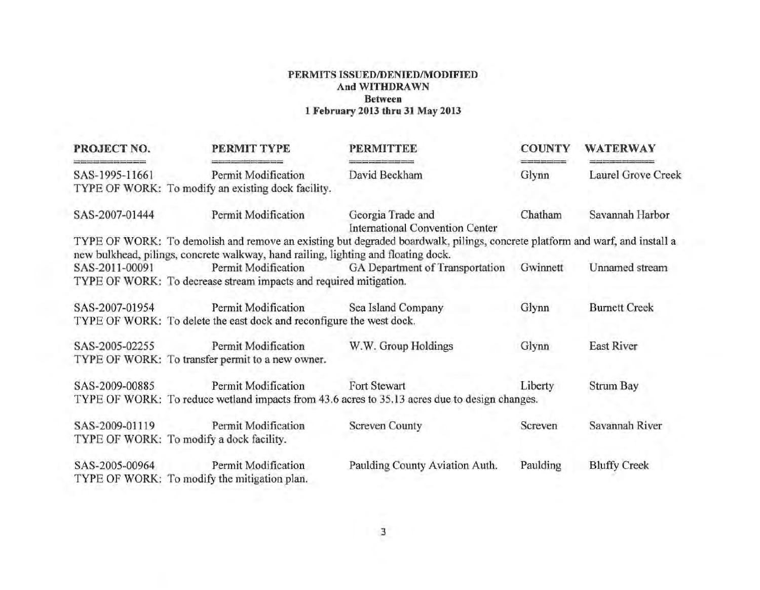**PERMITS ISSUED/DENIED/MODIFIED**
**And WITHDRAWN**
**Between**
**1 February 2013 thru 31 May 2013**

| PROJECT NO. | PERMIT TYPE | PERMITTEE | COUNTY | WATERWAY |
|---|---|---|---|---|
| SAS-1995-11661 | Permit Modification | David Beckham | Glynn | Laurel Grove Creek |
| TYPE OF WORK: To modify an existing dock facility. | | | | |
| SAS-2007-01444 | Permit Modification | Georgia Trade and International Convention Center | Chatham | Savannah Harbor |
| TYPE OF WORK: To demolish and remove an existing but degraded boardwalk, pilings, concrete platform and warf, and install a new bulkhead, pilings, concrete walkway, hand railing, lighting and floating dock. | | | | |
| SAS-2011-00091 | Permit Modification | GA Department of Transportation | Gwinnett | Unnamed stream |
| TYPE OF WORK: To decrease stream impacts and required mitigation. | | | | |
| SAS-2007-01954 | Permit Modification | Sea Island Company | Glynn | Burnett Creek |
| TYPE OF WORK: To delete the east dock and reconfigure the west dock. | | | | |
| SAS-2005-02255 | Permit Modification | W.W. Group Holdings | Glynn | East River |
| TYPE OF WORK: To transfer permit to a new owner. | | | | |
| SAS-2009-00885 | Permit Modification | Fort Stewart | Liberty | Strum Bay |
| TYPE OF WORK: To reduce wetland impacts from 43.6 acres to 35.13 acres due to design changes. | | | | |
| SAS-2009-01119 | Permit Modification | Screven County | Screven | Savannah River |
| TYPE OF WORK: To modify a dock facility. | | | | |
| SAS-2005-00964 | Permit Modification | Paulding County Aviation Auth. | Paulding | Bluffy Creek |
| TYPE OF WORK: To modify the mitigation plan. | | | | |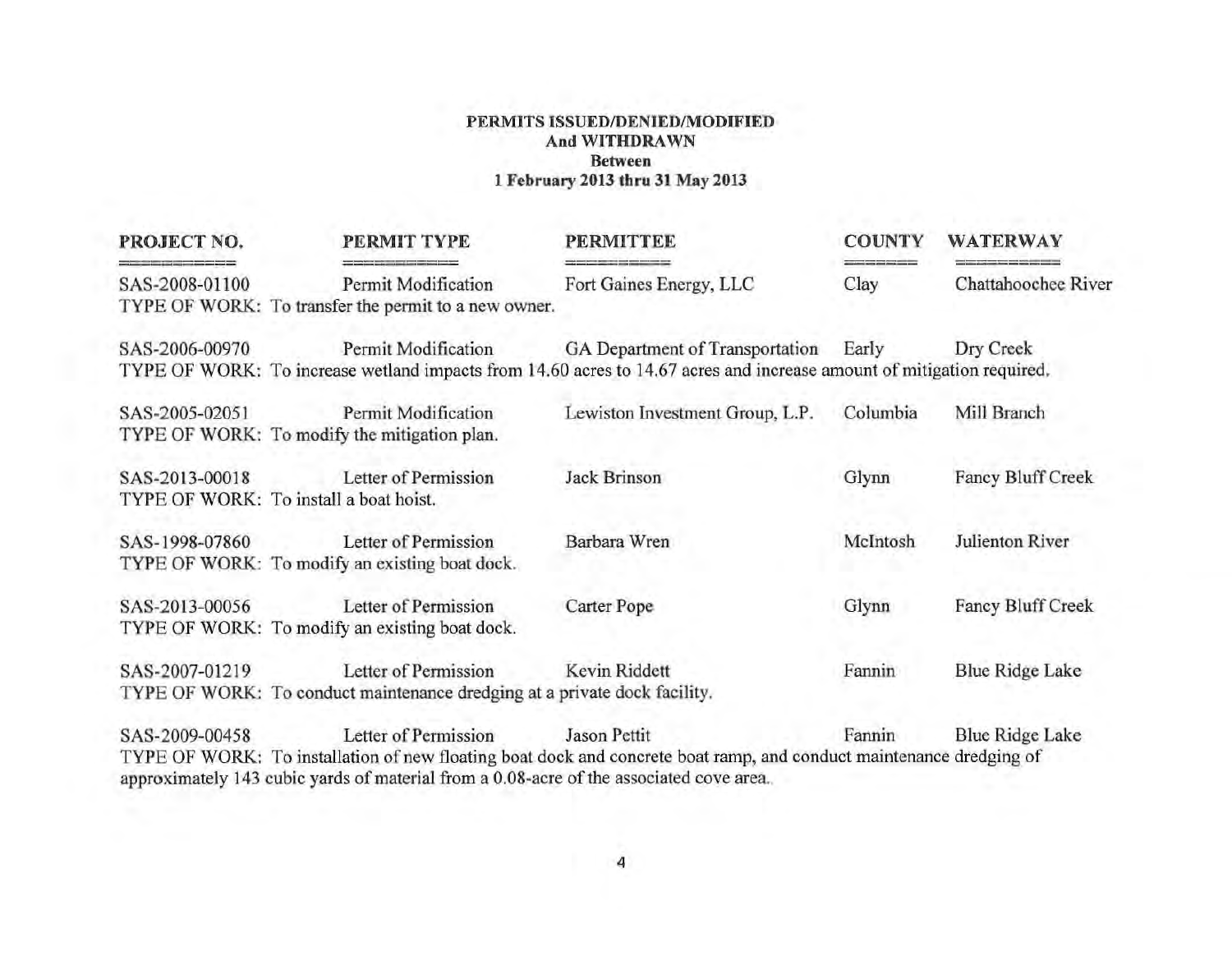**PERMITS ISSUED/DENIED/MODIFIED**
**And WITHDRAWN**
**Between**
**1 February 2013 thru 31 May 2013**

| PROJECT NO. | PERMIT TYPE | PERMITTEE | COUNTY | WATERWAY |
|---|---|---|---|---|
| SAS-2008-01100 | Permit Modification | Fort Gaines Energy, LLC | Clay | Chattahoochee River |
| TYPE OF WORK: To transfer the permit to a new owner. | | | | |
| SAS-2006-00970 | Permit Modification | GA Department of Transportation | Early | Dry Creek |
| TYPE OF WORK: To increase wetland impacts from 14.60 acres to 14.67 acres and increase amount of mitigation required. | | | | |
| SAS-2005-02051 | Permit Modification | Lewiston Investment Group, L.P. | Columbia | Mill Branch |
| TYPE OF WORK: To modify the mitigation plan. | | | | |
| SAS-2013-00018 | Letter of Permission | Jack Brinson | Glynn | Fancy Bluff Creek |
| TYPE OF WORK: To install a boat hoist. | | | | |
| SAS-1998-07860 | Letter of Permission | Barbara Wren | McIntosh | Julienton River |
| TYPE OF WORK: To modify an existing boat dock. | | | | |
| SAS-2013-00056 | Letter of Permission | Carter Pope | Glynn | Fancy Bluff Creek |
| TYPE OF WORK: To modify an existing boat dock. | | | | |
| SAS-2007-01219 | Letter of Permission | Kevin Riddett | Fannin | Blue Ridge Lake |
| TYPE OF WORK: To conduct maintenance dredging at a private dock facility. | | | | |
| SAS-2009-00458 | Letter of Permission | Jason Pettit | Fannin | Blue Ridge Lake |
| TYPE OF WORK: To installation of new floating boat dock and concrete boat ramp, and conduct maintenance dredging of approximately 143 cubic yards of material from a 0.08-acre of the associated cove area. | | | | |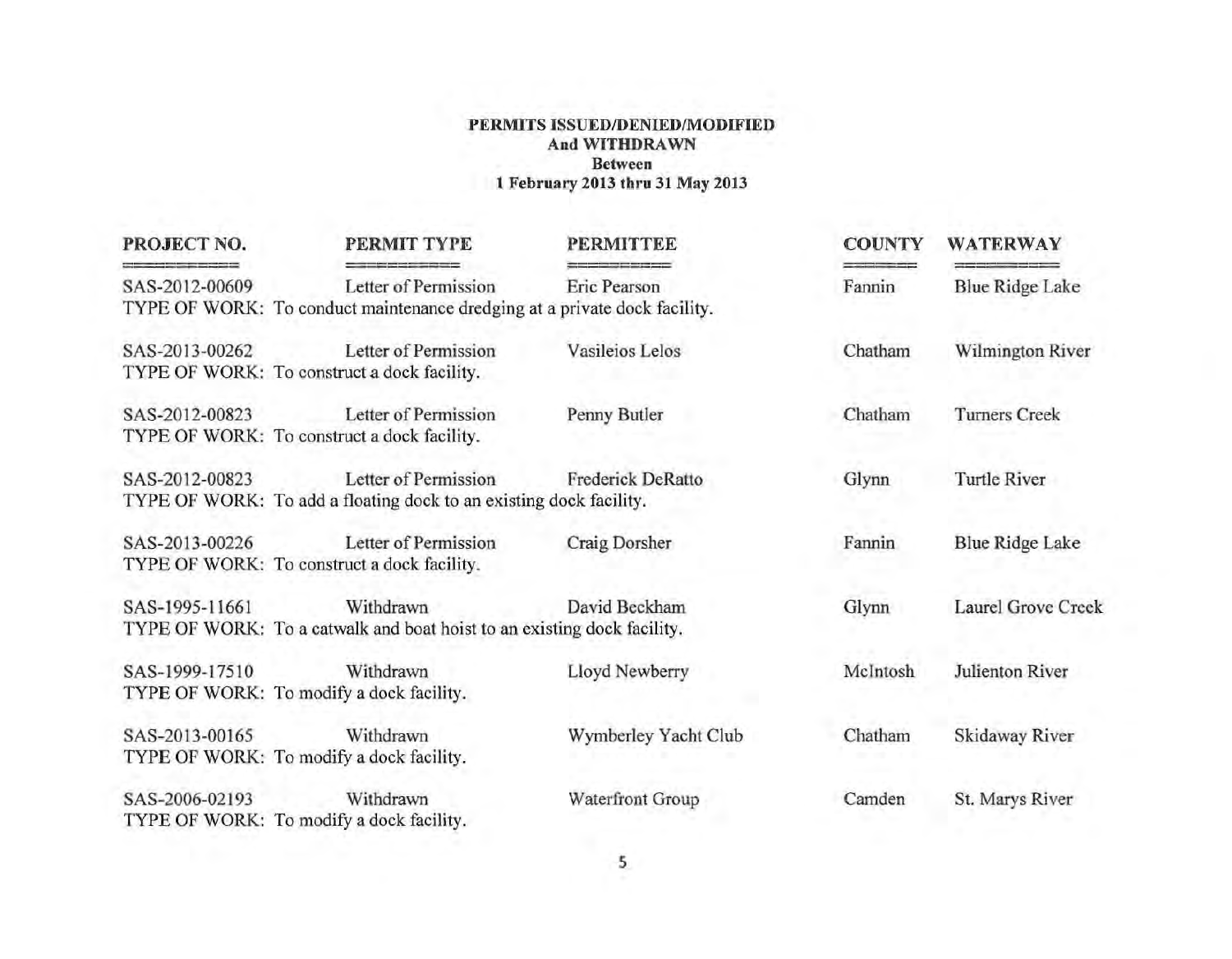**PERMITS ISSUED/DENIED/MODIFIED**
**And WITHDRAWN**
**Between**
**1 February 2013 thru 31 May 2013**

| PROJECT NO. | PERMIT TYPE | PERMITTEE | COUNTY | WATERWAY |
|---|---|---|---|---|
| SAS-2012-00609 | Letter of Permission | Eric Pearson | Fannin | Blue Ridge Lake |
| TYPE OF WORK: To conduct maintenance dredging at a private dock facility. | | | | |
| SAS-2013-00262 | Letter of Permission | Vasileios Lelos | Chatham | Wilmington River |
| TYPE OF WORK: To construct a dock facility. | | | | |
| SAS-2012-00823 | Letter of Permission | Penny Butler | Chatham | Turners Creek |
| TYPE OF WORK: To construct a dock facility. | | | | |
| SAS-2012-00823 | Letter of Permission | Frederick DeRatto | Glynn | Turtle River |
| TYPE OF WORK: To add a floating dock to an existing dock facility. | | | | |
| SAS-2013-00226 | Letter of Permission | Craig Dorsher | Fannin | Blue Ridge Lake |
| TYPE OF WORK: To construct a dock facility. | | | | |
| SAS-1995-11661 | Withdrawn | David Beckham | Glynn | Laurel Grove Creek |
| TYPE OF WORK: To a catwalk and boat hoist to an existing dock facility. | | | | |
| SAS-1999-17510 | Withdrawn | Lloyd Newberry | McIntosh | Julienton River |
| TYPE OF WORK: To modify a dock facility. | | | | |
| SAS-2013-00165 | Withdrawn | Wymberley Yacht Club | Chatham | Skidaway River |
| TYPE OF WORK: To modify a dock facility. | | | | |
| SAS-2006-02193 | Withdrawn | Waterfront Group | Camden | St. Marys River |
| TYPE OF WORK: To modify a dock facility. | | | | |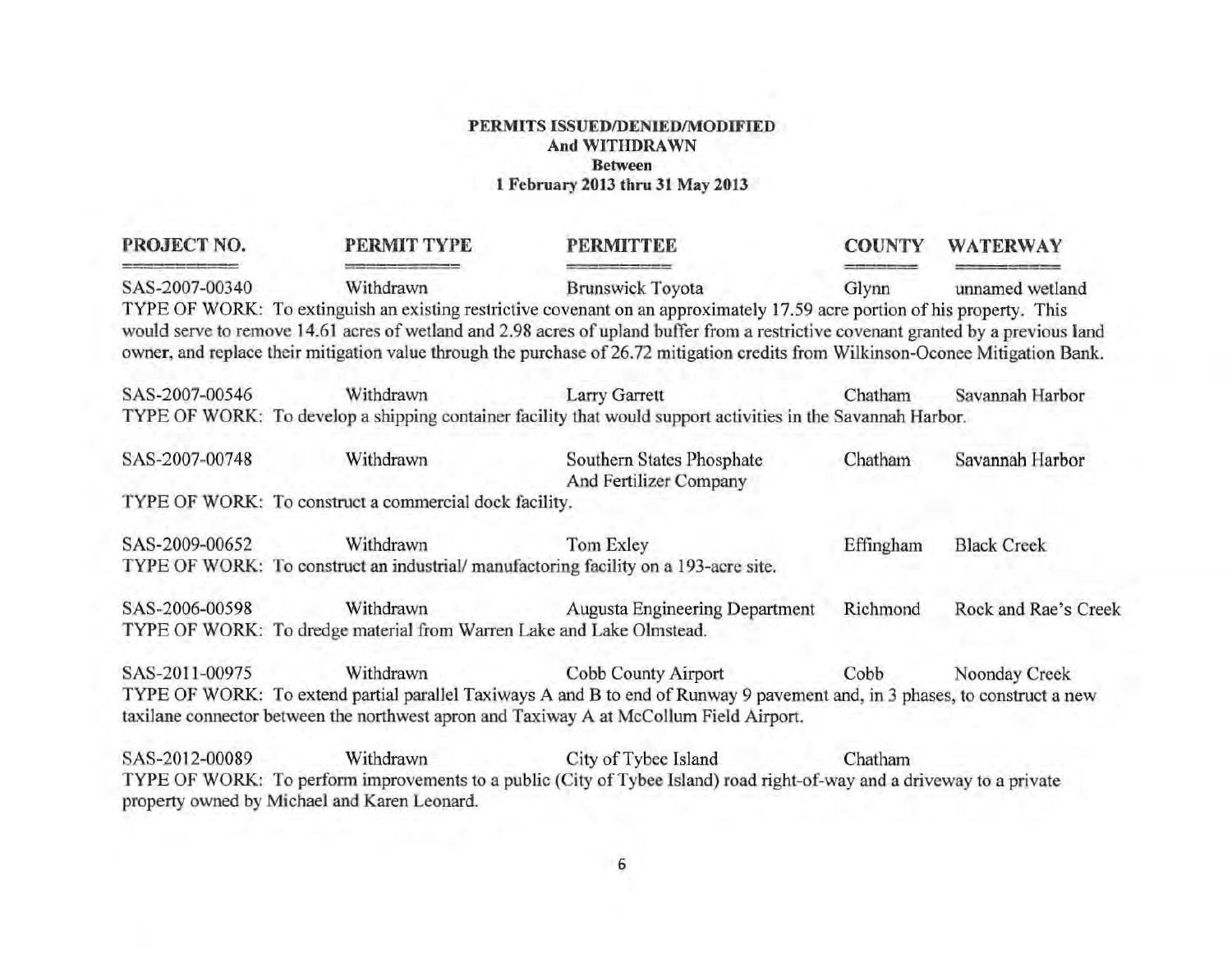**PERMITS ISSUED/DENIED/MODIFIED**
**And WITHDRAWN**
**Between**
**1 February 2013 thru 31 May 2013**

| PROJECT NO. | PERMIT TYPE | PERMITTEE | COUNTY | WATERWAY |
|---|---|---|---|---|
| SAS-2007-00340 | Withdrawn | Brunswick Toyota | Glynn | unnamed wetland |

TYPE OF WORK: To extinguish an existing restrictive covenant on an approximately 17.59 acre portion of his property. This would serve to remove 14.61 acres of wetland and 2.98 acres of upland buffer from a restrictive covenant granted by a previous land owner, and replace their mitigation value through the purchase of 26.72 mitigation credits from Wilkinson-Oconee Mitigation Bank.

| PROJECT NO. | PERMIT TYPE | PERMITTEE | COUNTY | WATERWAY |
|---|---|---|---|---|
| SAS-2007-00546 | Withdrawn | Larry Garrett | Chatham | Savannah Harbor |

TYPE OF WORK: To develop a shipping container facility that would support activities in the Savannah Harbor.

| PROJECT NO. | PERMIT TYPE | PERMITTEE | COUNTY | WATERWAY |
|---|---|---|---|---|
| SAS-2007-00748 | Withdrawn | Southern States Phosphate And Fertilizer Company | Chatham | Savannah Harbor |

TYPE OF WORK: To construct a commercial dock facility.

| PROJECT NO. | PERMIT TYPE | PERMITTEE | COUNTY | WATERWAY |
|---|---|---|---|---|
| SAS-2009-00652 | Withdrawn | Tom Exley | Effingham | Black Creek |

TYPE OF WORK: To construct an industrial/ manufactoring facility on a 193-acre site.

| PROJECT NO. | PERMIT TYPE | PERMITTEE | COUNTY | WATERWAY |
|---|---|---|---|---|
| SAS-2006-00598 | Withdrawn | Augusta Engineering Department | Richmond | Rock and Rae's Creek |

TYPE OF WORK: To dredge material from Warren Lake and Lake Olmstead.

| PROJECT NO. | PERMIT TYPE | PERMITTEE | COUNTY | WATERWAY |
|---|---|---|---|---|
| SAS-2011-00975 | Withdrawn | Cobb County Airport | Cobb | Noonday Creek |

TYPE OF WORK: To extend partial parallel Taxiways A and B to end of Runway 9 pavement and, in 3 phases, to construct a new taxilane connector between the northwest apron and Taxiway A at McCollum Field Airport.

| PROJECT NO. | PERMIT TYPE | PERMITTEE | COUNTY | WATERWAY |
|---|---|---|---|---|
| SAS-2012-00089 | Withdrawn | City of Tybee Island | Chatham | |

TYPE OF WORK: To perform improvements to a public (City of Tybee Island) road right-of-way and a driveway to a private property owned by Michael and Karen Leonard.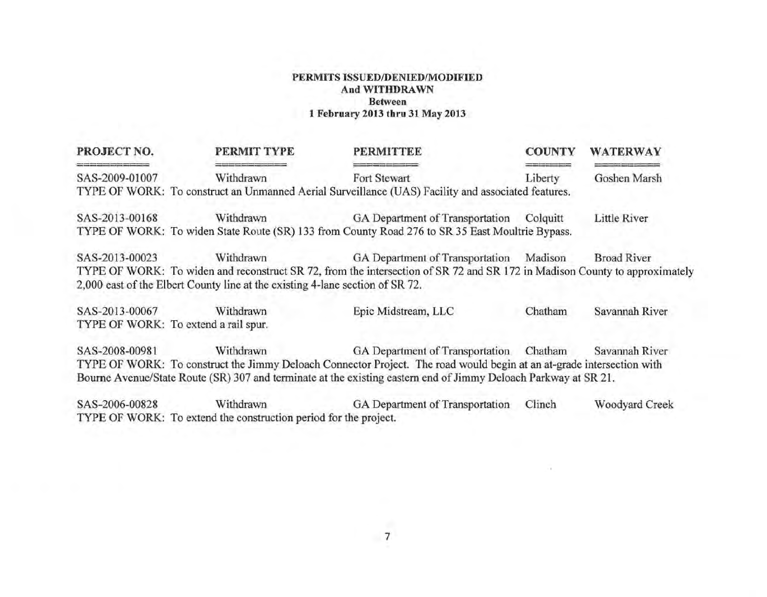**PERMITS ISSUED/DENIED/MODIFIED**
**And WITHDRAWN**
**Between**
**1 February 2013 thru 31 May 2013**

| PROJECT NO. | PERMIT TYPE | PERMITTEE | COUNTY | WATERWAY |
|---|---|---|---|---|
| SAS-2009-01007 | Withdrawn | Fort Stewart | Liberty | Goshen Marsh |

TYPE OF WORK: To construct an Unmanned Aerial Surveillance (UAS) Facility and associated features.

| PROJECT NO. | PERMIT TYPE | PERMITTEE | COUNTY | WATERWAY |
|---|---|---|---|---|
| SAS-2013-00168 | Withdrawn | GA Department of Transportation | Colquitt | Little River |

TYPE OF WORK: To widen State Route (SR) 133 from County Road 276 to SR 35 East Moultrie Bypass.

| PROJECT NO. | PERMIT TYPE | PERMITTEE | COUNTY | WATERWAY |
|---|---|---|---|---|
| SAS-2013-00023 | Withdrawn | GA Department of Transportation | Madison | Broad River |

TYPE OF WORK: To widen and reconstruct SR 72, from the intersection of SR 72 and SR 172 in Madison County to approximately 2,000 east of the Elbert County line at the existing 4-lane section of SR 72.

| PROJECT NO. | PERMIT TYPE | PERMITTEE | COUNTY | WATERWAY |
|---|---|---|---|---|
| SAS-2013-00067 | Withdrawn | Epic Midstream, LLC | Chatham | Savannah River |

TYPE OF WORK: To extend a rail spur.

| PROJECT NO. | PERMIT TYPE | PERMITTEE | COUNTY | WATERWAY |
|---|---|---|---|---|
| SAS-2008-00981 | Withdrawn | GA Department of Transportation | Chatham | Savannah River |

TYPE OF WORK: To construct the Jimmy Deloach Connector Project. The road would begin at an at-grade intersection with Bourne Avenue/State Route (SR) 307 and terminate at the existing eastern end of Jimmy Deloach Parkway at SR 21.

| PROJECT NO. | PERMIT TYPE | PERMITTEE | COUNTY | WATERWAY |
|---|---|---|---|---|
| SAS-2006-00828 | Withdrawn | GA Department of Transportation | Clinch | Woodyard Creek |

TYPE OF WORK: To extend the construction period for the project.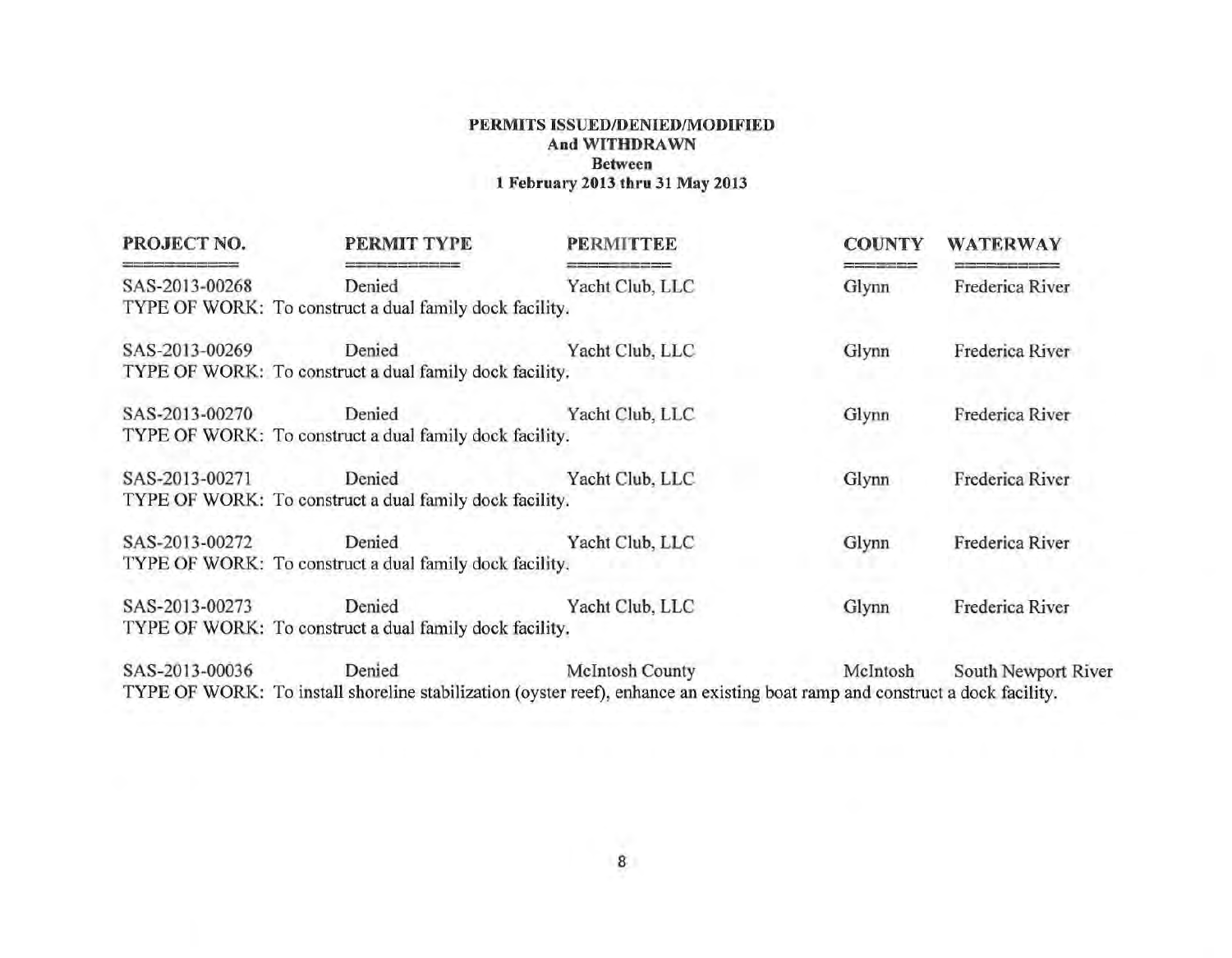**PERMITS ISSUED/DENIED/MODIFIED**
**And WITHDRAWN**
**Between**
**1 February 2013 thru 31 May 2013**

| PROJECT NO. | PERMIT TYPE | PERMITTEE | COUNTY | WATERWAY |
|---|---|---|---|---|
| SAS-2013-00268 | Denied | Yacht Club, LLC | Glynn | Frederica River |
| TYPE OF WORK: To construct a dual family dock facility. | | | | |
| SAS-2013-00269 | Denied | Yacht Club, LLC | Glynn | Frederica River |
| TYPE OF WORK: To construct a dual family dock facility. | | | | |
| SAS-2013-00270 | Denied | Yacht Club, LLC | Glynn | Frederica River |
| TYPE OF WORK: To construct a dual family dock facility. | | | | |
| SAS-2013-00271 | Denied | Yacht Club, LLC | Glynn | Frederica River |
| TYPE OF WORK: To construct a dual family dock facility. | | | | |
| SAS-2013-00272 | Denied | Yacht Club, LLC | Glynn | Frederica River |
| TYPE OF WORK: To construct a dual family dock facility. | | | | |
| SAS-2013-00273 | Denied | Yacht Club, LLC | Glynn | Frederica River |
| TYPE OF WORK: To construct a dual family dock facility. | | | | |
| SAS-2013-00036 | Denied | McIntosh County | McIntosh | South Newport River |
| TYPE OF WORK: To install shoreline stabilization (oyster reef), enhance an existing boat ramp and construct a dock facility. | | | | |